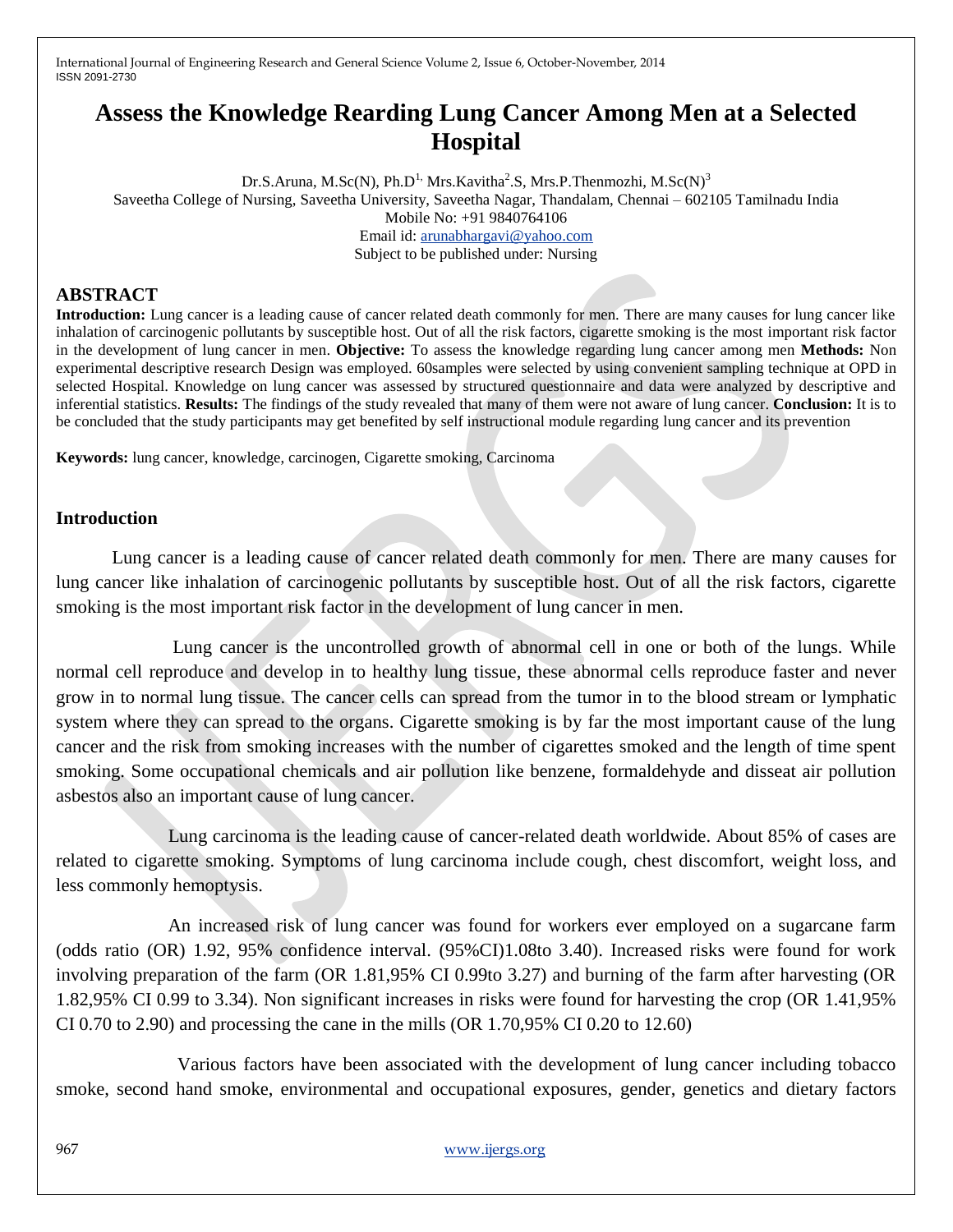# Assess the Knowledge Rearding Lung Cancer Among Men at a Selected Hospital

Dr.S.Aruna, M.Sc(N), Ph.D[1,] Mrs.Kavitha[2].S, Mrs.P.Thenmozhi, M.Sc(N)[3]

Saveetha College of Nursing, Saveetha University, Saveetha Nagar, Thandalam, Chennai – 602105 Tamilnadu India

Mobile No: +91 9840764106

Email id: arunabhargavi@yahoo.com

Subject to be published under: Nursing

## ABSTRACT

**Introduction:** Lung cancer is a leading cause of cancer related death commonly for men. There are many causes for lung cancer like inhalation of carcinogenic pollutants by susceptible host. Out of all the risk factors, cigarette smoking is the most important risk factor in the development of lung cancer in men. **Objective:** To assess the knowledge regarding lung cancer among men **Methods:** Non experimental descriptive research Design was employed. 60samples were selected by using convenient sampling technique at OPD in selected Hospital. Knowledge on lung cancer was assessed by structured questionnaire and data were analyzed by descriptive and inferential statistics. **Results:** The findings of the study revealed that many of them were not aware of lung cancer. **Conclusion:** It is to be concluded that the study participants may get benefited by self instructional module regarding lung cancer and its prevention

**Keywords:** lung cancer, knowledge, carcinogen, Cigarette smoking, Carcinoma

## Introduction

Lung cancer is a leading cause of cancer related death commonly for men. There are many causes for lung cancer like inhalation of carcinogenic pollutants by susceptible host. Out of all the risk factors, cigarette smoking is the most important risk factor in the development of lung cancer in men.

Lung cancer is the uncontrolled growth of abnormal cell in one or both of the lungs. While normal cell reproduce and develop in to healthy lung tissue, these abnormal cells reproduce faster and never grow in to normal lung tissue. The cancer cells can spread from the tumor in to the blood stream or lymphatic system where they can spread to the organs. Cigarette smoking is by far the most important cause of the lung cancer and the risk from smoking increases with the number of cigarettes smoked and the length of time spent smoking. Some occupational chemicals and air pollution like benzene, formaldehyde and disseat air pollution asbestos also an important cause of lung cancer.

Lung carcinoma is the leading cause of cancer-related death worldwide. About 85% of cases are related to cigarette smoking. Symptoms of lung carcinoma include cough, chest discomfort, weight loss, and less commonly hemoptysis.

An increased risk of lung cancer was found for workers ever employed on a sugarcane farm (odds ratio (OR) 1.92, 95% confidence interval. (95%CI)1.08to 3.40). Increased risks were found for work involving preparation of the farm (OR 1.81,95% CI 0.99to 3.27) and burning of the farm after harvesting (OR 1.82,95% CI 0.99 to 3.34). Non significant increases in risks were found for harvesting the crop (OR 1.41,95% CI 0.70 to 2.90) and processing the cane in the mills (OR 1.70,95% CI 0.20 to 12.60)

Various factors have been associated with the development of lung cancer including tobacco smoke, second hand smoke, environmental and occupational exposures, gender, genetics and dietary factors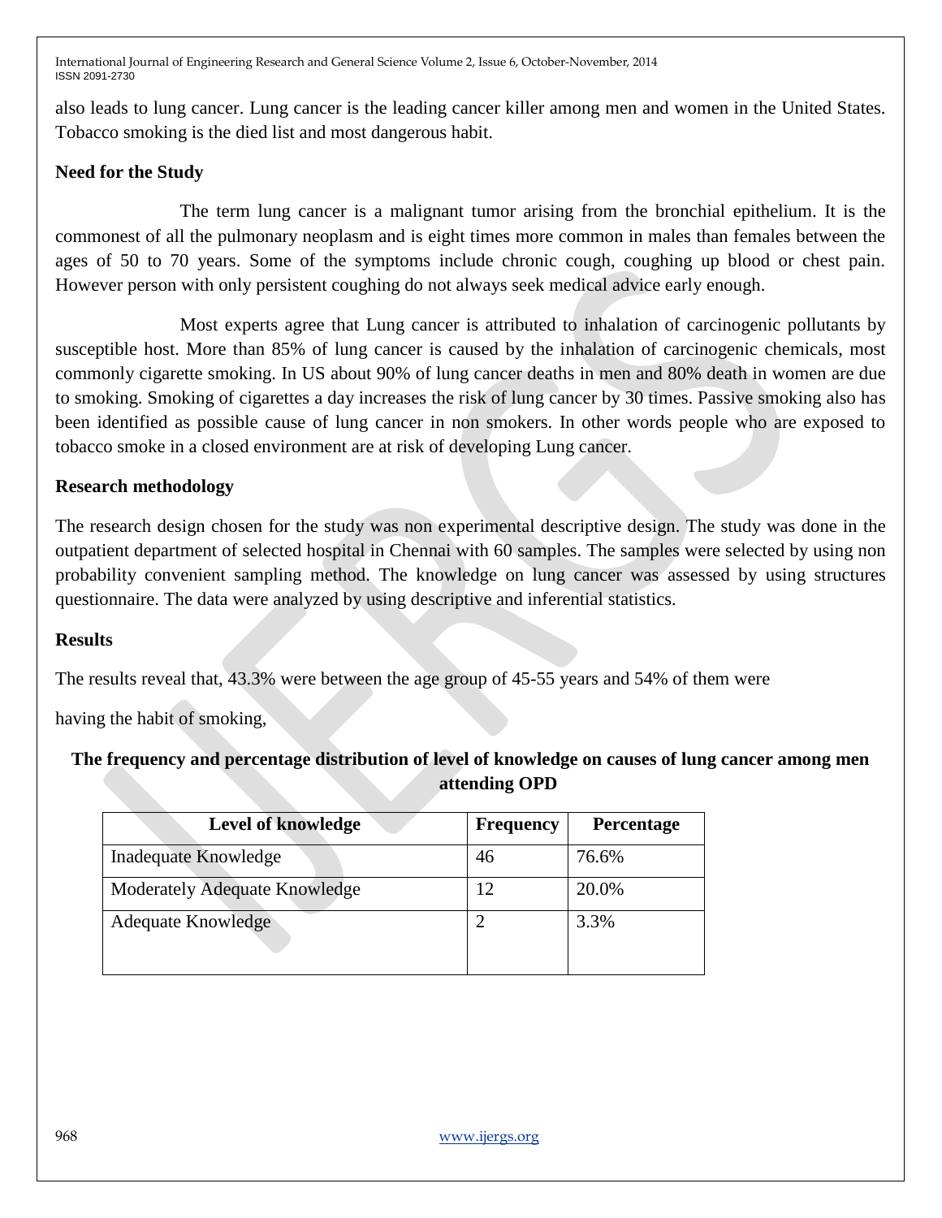also leads to lung cancer. Lung cancer is the leading cancer killer among men and women in the United States. Tobacco smoking is the died list and most dangerous habit.

## Need for the Study

The term lung cancer is a malignant tumor arising from the bronchial epithelium. It is the commonest of all the pulmonary neoplasm and is eight times more common in males than females between the ages of 50 to 70 years. Some of the symptoms include chronic cough, coughing up blood or chest pain. However person with only persistent coughing do not always seek medical advice early enough.

Most experts agree that Lung cancer is attributed to inhalation of carcinogenic pollutants by susceptible host. More than 85% of lung cancer is caused by the inhalation of carcinogenic chemicals, most commonly cigarette smoking. In US about 90% of lung cancer deaths in men and 80% death in women are due to smoking. Smoking of cigarettes a day increases the risk of lung cancer by 30 times. Passive smoking also has been identified as possible cause of lung cancer in non smokers. In other words people who are exposed to tobacco smoke in a closed environment are at risk of developing Lung cancer.

## Research methodology

The research design chosen for the study was non experimental descriptive design. The study was done in the outpatient department of selected hospital in Chennai with 60 samples. The samples were selected by using non probability convenient sampling method. The knowledge on lung cancer was assessed by using structures questionnaire. The data were analyzed by using descriptive and inferential statistics.

## Results

The results reveal that, 43.3% were between the age group of 45-55 years and 54% of them were

having the habit of smoking,

**The frequency and percentage distribution of level of knowledge on causes of lung cancer among men attending OPD**

| Level of knowledge | Frequency | Percentage |
|---|---|---|
| Inadequate Knowledge | 46 | 76.6% |
| Moderately Adequate Knowledge | 12 | 20.0% |
| Adequate Knowledge | 2 | 3.3% |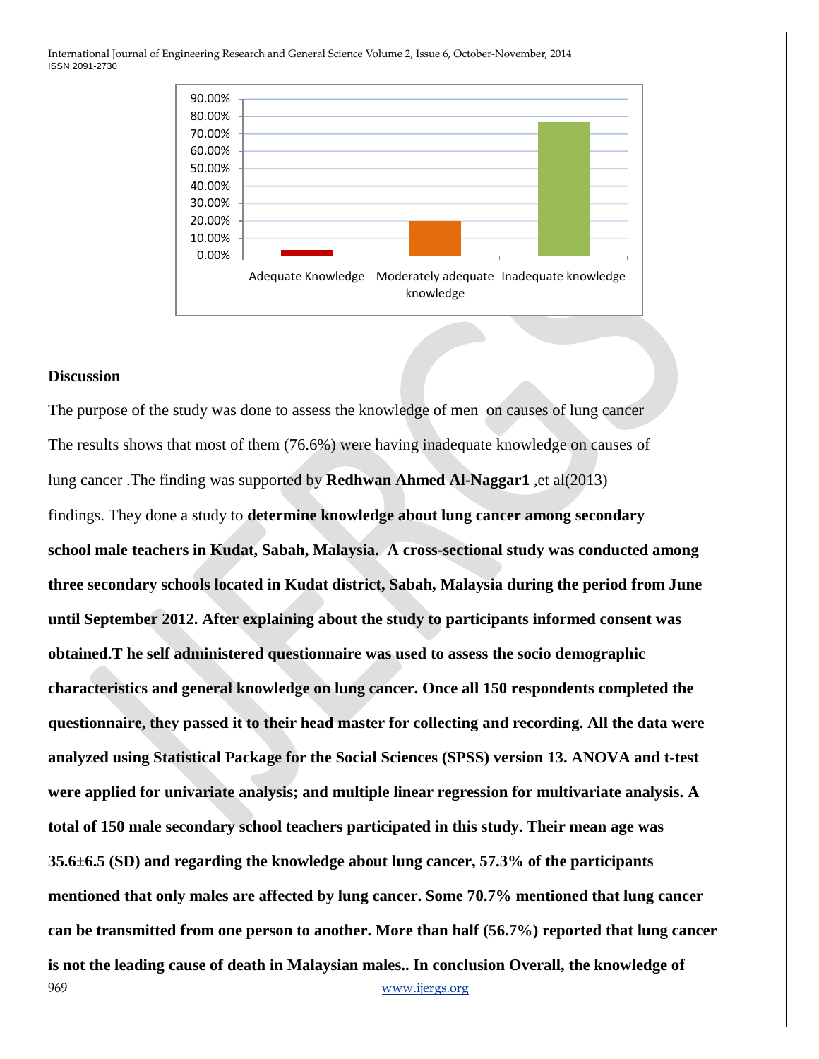## Discussion

The purpose of the study was done to assess the knowledge of men on causes of lung cancer The results shows that most of them (76.6%) were having inadequate knowledge on causes of lung cancer .The finding was supported by **Redhwan Ahmed Al-Naggar1** ,et al(2013) findings. They done a study to **determine knowledge about lung cancer among secondary school male teachers in Kudat, Sabah, Malaysia. A cross-sectional study was conducted among three secondary schools located in Kudat district, Sabah, Malaysia during the period from June until September 2012. After explaining about the study to participants informed consent was obtained.T he self administered questionnaire was used to assess the socio demographic characteristics and general knowledge on lung cancer. Once all 150 respondents completed the questionnaire, they passed it to their head master for collecting and recording. All the data were analyzed using Statistical Package for the Social Sciences (SPSS) version 13. ANOVA and t-test were applied for univariate analysis; and multiple linear regression for multivariate analysis. A total of 150 male secondary school teachers participated in this study. Their mean age was 35.6±6.5 (SD) and regarding the knowledge about lung cancer, 57.3% of the participants mentioned that only males are affected by lung cancer. Some 70.7% mentioned that lung cancer can be transmitted from one person to another. More than half (56.7%) reported that lung cancer is not the leading cause of death in Malaysian males.. In conclusion Overall, the knowledge of**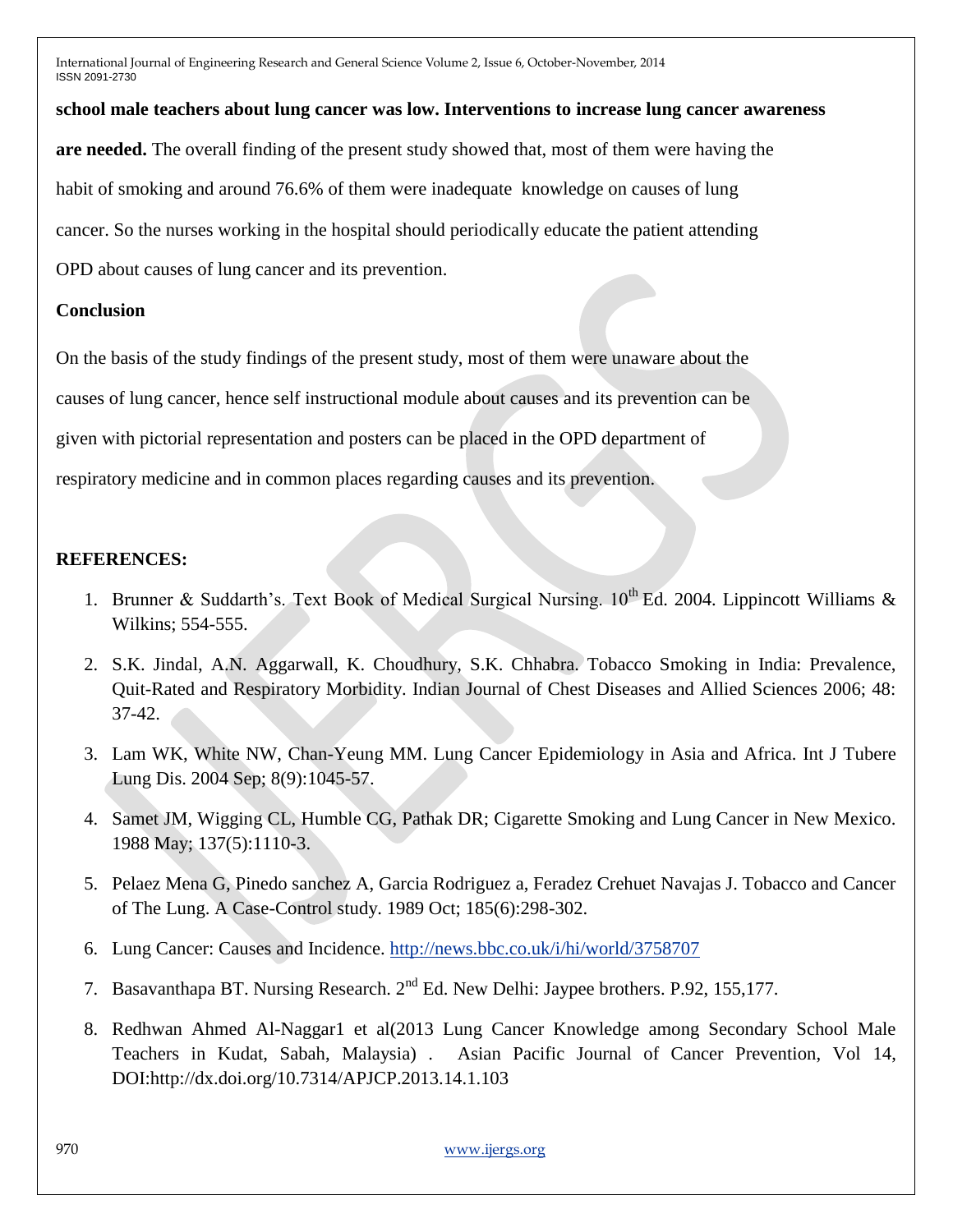**school male teachers about lung cancer was low. Interventions to increase lung cancer awareness are needed.** The overall finding of the present study showed that, most of them were having the habit of smoking and around 76.6% of them were inadequate knowledge on causes of lung cancer. So the nurses working in the hospital should periodically educate the patient attending OPD about causes of lung cancer and its prevention.

**Conclusion**

On the basis of the study findings of the present study, most of them were unaware about the causes of lung cancer, hence self instructional module about causes and its prevention can be given with pictorial representation and posters can be placed in the OPD department of respiratory medicine and in common places regarding causes and its prevention.

**REFERENCES:**

1. Brunner & Suddarth's. Text Book of Medical Surgical Nursing. 10th Ed. 2004. Lippincott Williams & Wilkins; 554-555.
2. S.K. Jindal, A.N. Aggarwall, K. Choudhury, S.K. Chhabra. Tobacco Smoking in India: Prevalence, Quit-Rated and Respiratory Morbidity. Indian Journal of Chest Diseases and Allied Sciences 2006; 48: 37-42.
3. Lam WK, White NW, Chan-Yeung MM. Lung Cancer Epidemiology in Asia and Africa. Int J Tubere Lung Dis. 2004 Sep; 8(9):1045-57.
4. Samet JM, Wigging CL, Humble CG, Pathak DR; Cigarette Smoking and Lung Cancer in New Mexico. 1988 May; 137(5):1110-3.
5. Pelaez Mena G, Pinedo sanchez A, Garcia Rodriguez a, Feradez Crehuet Navajas J. Tobacco and Cancer of The Lung. A Case-Control study. 1989 Oct; 185(6):298-302.
6. Lung Cancer: Causes and Incidence. http://news.bbc.co.uk/i/hi/world/3758707
7. Basavanthapa BT. Nursing Research. 2nd Ed. New Delhi: Jaypee brothers. P.92, 155,177.
8. Redhwan Ahmed Al-Naggar1 et al(2013 Lung Cancer Knowledge among Secondary School Male Teachers in Kudat, Sabah, Malaysia) . Asian Pacific Journal of Cancer Prevention, Vol 14, DOI:http://dx.doi.org/10.7314/APJCP.2013.14.1.103